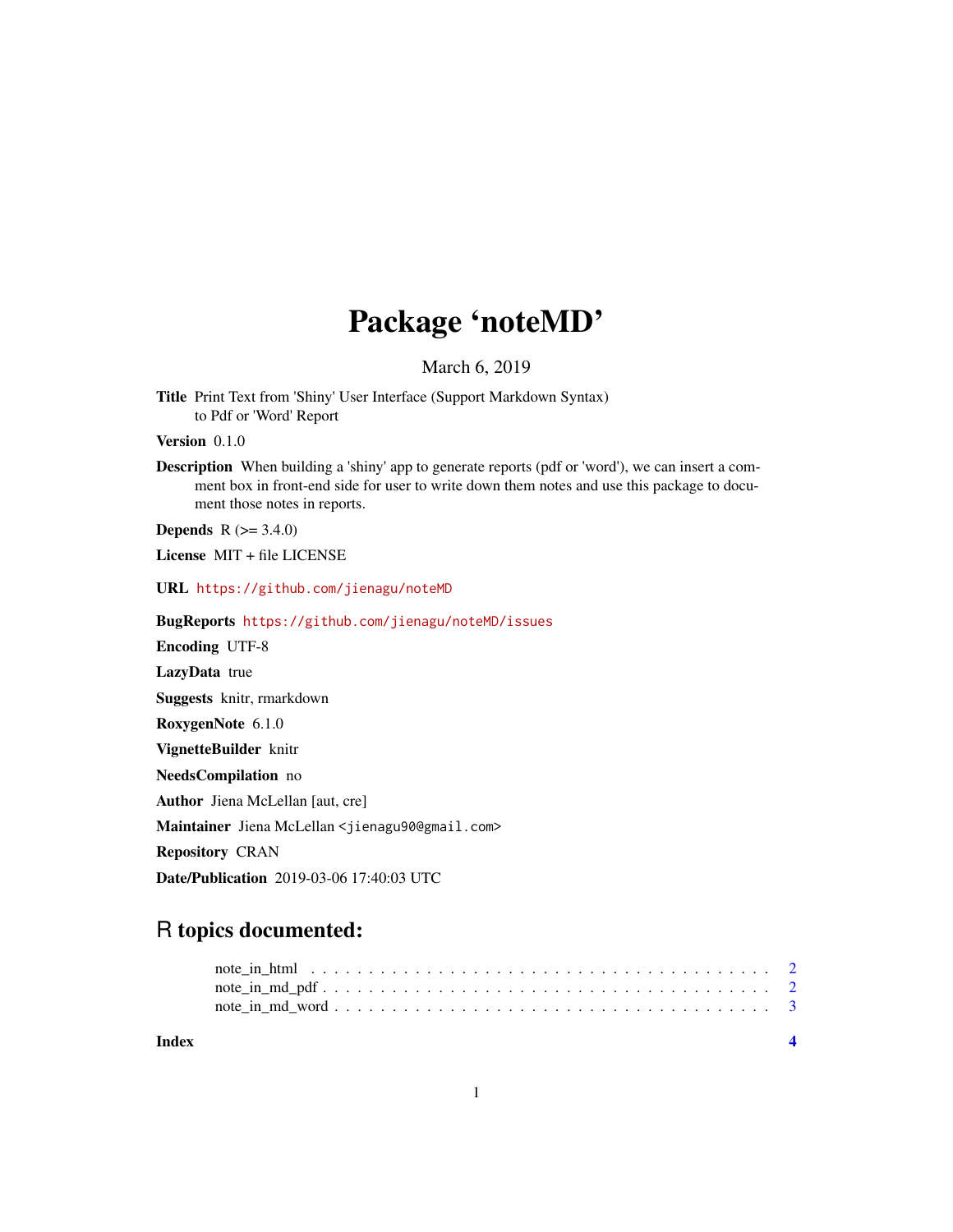# Package 'noteMD'

March 6, 2019

**Title** Print Text from 'Shiny' User Interface (Support Markdown Syntax) to Pdf or 'Word' Report

**Version** 0.1.0

**Description** When building a 'shiny' app to generate reports (pdf or 'word'), we can insert a comment box in front-end side for user to write down them notes and use this package to document those notes in reports.

**Depends** R (>= 3.4.0)

**License** MIT + file LICENSE

**URL** https://github.com/jienagu/noteMD

**BugReports** https://github.com/jienagu/noteMD/issues

**Encoding** UTF-8

**LazyData** true

**Suggests** knitr, rmarkdown

**RoxygenNote** 6.1.0

**VignetteBuilder** knitr

**NeedsCompilation** no

**Author** Jiena McLellan [aut, cre]

**Maintainer** Jiena McLellan <jienagu90@gmail.com>

**Repository** CRAN

**Date/Publication** 2019-03-06 17:40:03 UTC

## R topics documented:

note_in_html . . . . . . . . . . . . . . . . . . . . . . . . . . . . . . . . . . . . . . . 2
note_in_md_pdf . . . . . . . . . . . . . . . . . . . . . . . . . . . . . . . . . . . . . . 2
note_in_md_word . . . . . . . . . . . . . . . . . . . . . . . . . . . . . . . . . . . . . 3

**Index** **4**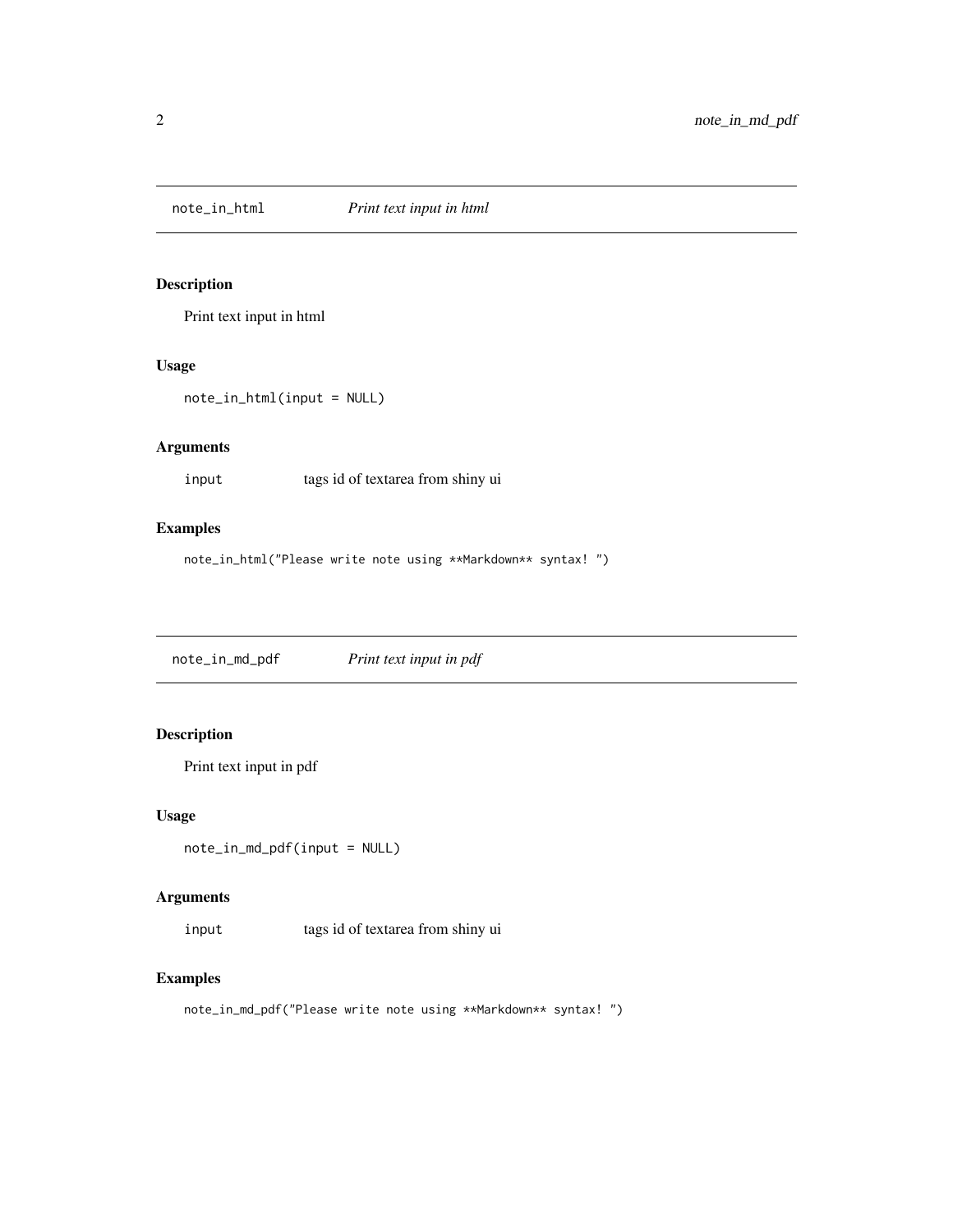## note_in_html — *Print text input in html*

### Description

Print text input in html

### Usage

```
note_in_html(input = NULL)
```

### Arguments

| | |
|---|---|
| input | tags id of textarea from shiny ui |

### Examples

```
note_in_html("Please write note using **Markdown** syntax! ")
```

## note_in_md_pdf — *Print text input in pdf*

### Description

Print text input in pdf

### Usage

```
note_in_md_pdf(input = NULL)
```

### Arguments

| | |
|---|---|
| input | tags id of textarea from shiny ui |

### Examples

```
note_in_md_pdf("Please write note using **Markdown** syntax! ")
```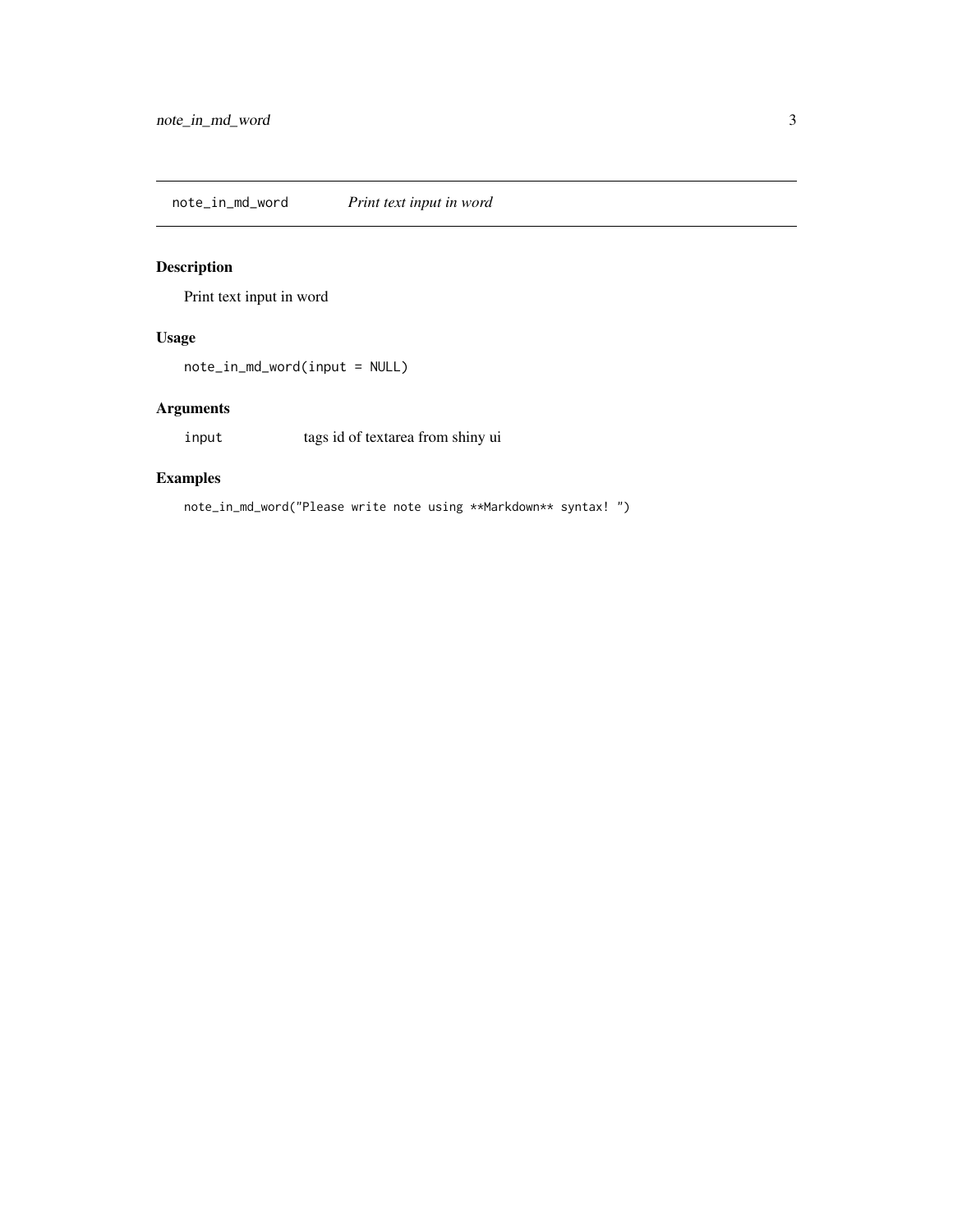## note_in_md_word — *Print text input in word*

### Description

Print text input in word

### Usage

```
note_in_md_word(input = NULL)
```

### Arguments

| | |
|---|---|
| input | tags id of textarea from shiny ui |

### Examples

```
note_in_md_word("Please write note using **Markdown** syntax! ")
```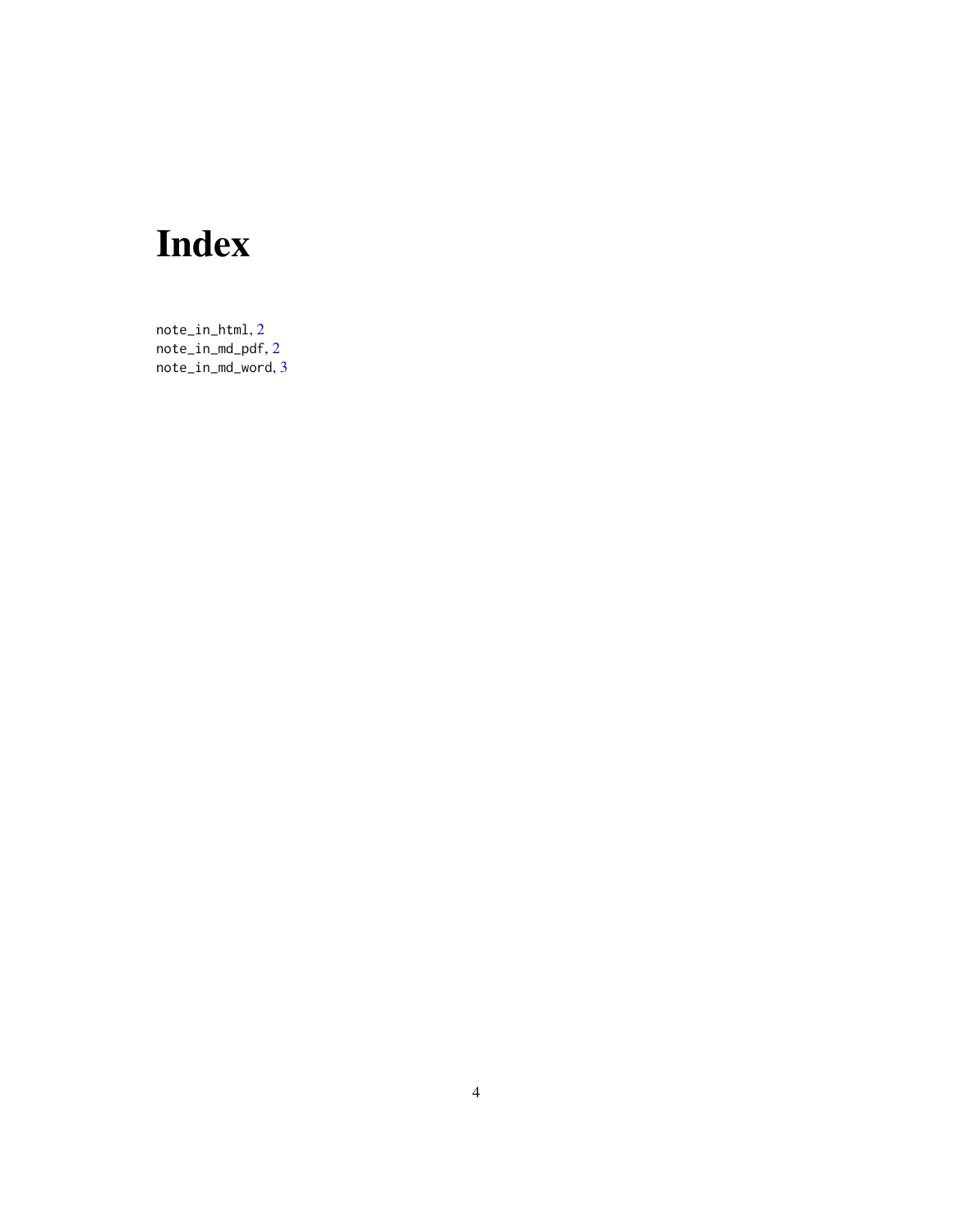# Index

note_in_html, 2
note_in_md_pdf, 2
note_in_md_word, 3